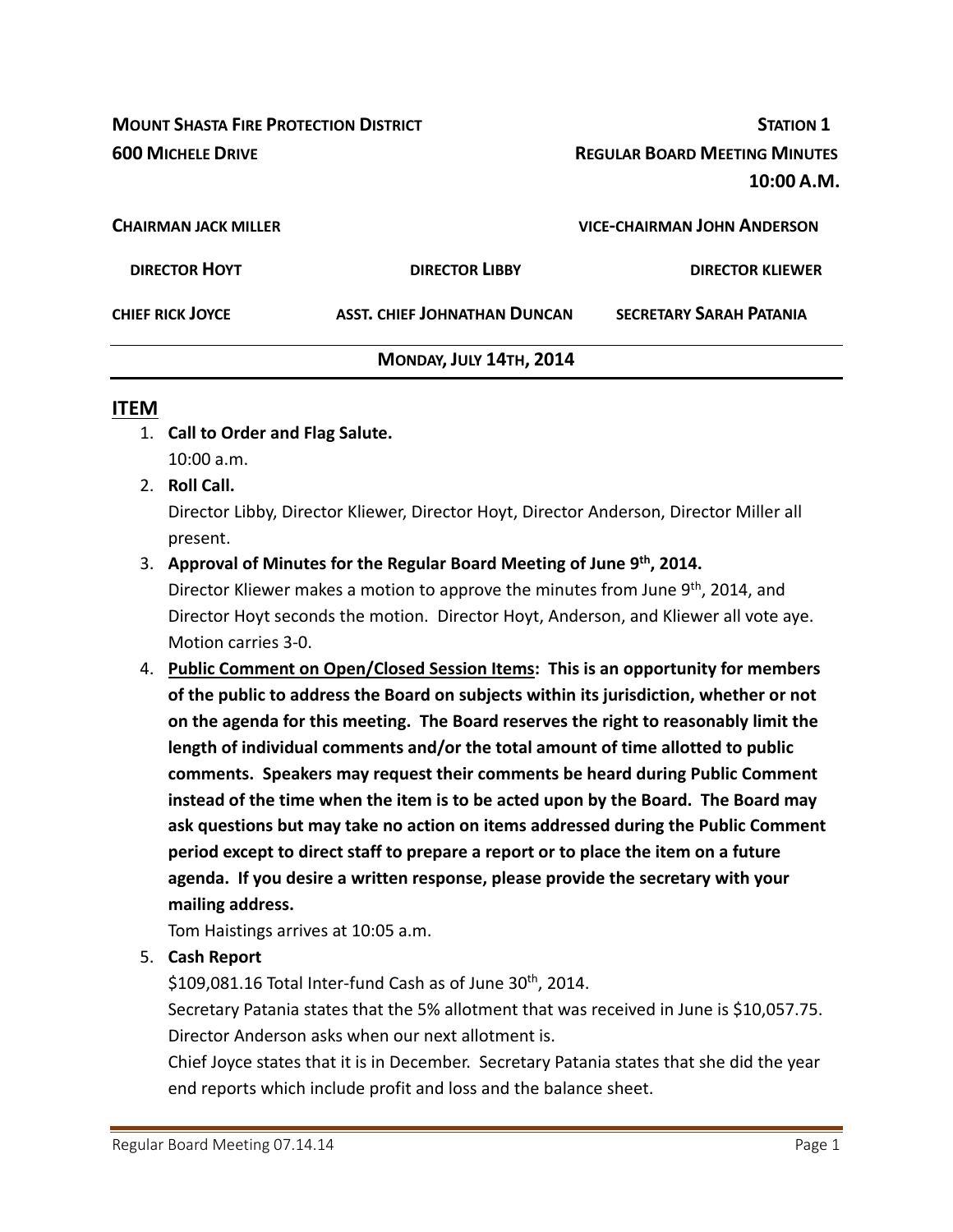**MOUNT SHASTA FIRE PROTECTION DISTRICT** | **STATION 1**

**600 MICHELE DRIVE** | **REGULAR BOARD MEETING MINUTES**

**10:00 A.M.**

**CHAIRMAN JACK MILLER** | **VICE-CHAIRMAN JOHN ANDERSON**

**DIRECTOR HOYT** | **DIRECTOR LIBBY** | **DIRECTOR KLIEWER**

**CHIEF RICK JOYCE** | **ASST. CHIEF JOHNATHAN DUNCAN** | **SECRETARY SARAH PATANIA**

**MONDAY, JULY 14TH, 2014**

## ITEM

1. **Call to Order and Flag Salute.**
   10:00 a.m.
2. **Roll Call.**
   Director Libby, Director Kliewer, Director Hoyt, Director Anderson, Director Miller all present.
3. **Approval of Minutes for the Regular Board Meeting of June 9th, 2014.**
   Director Kliewer makes a motion to approve the minutes from June 9th, 2014, and Director Hoyt seconds the motion. Director Hoyt, Anderson, and Kliewer all vote aye. Motion carries 3-0.
4. **Public Comment on Open/Closed Session Items: This is an opportunity for members of the public to address the Board on subjects within its jurisdiction, whether or not on the agenda for this meeting. The Board reserves the right to reasonably limit the length of individual comments and/or the total amount of time allotted to public comments. Speakers may request their comments be heard during Public Comment instead of the time when the item is to be acted upon by the Board. The Board may ask questions but may take no action on items addressed during the Public Comment period except to direct staff to prepare a report or to place the item on a future agenda. If you desire a written response, please provide the secretary with your mailing address.**
   Tom Haistings arrives at 10:05 a.m.
5. **Cash Report**
   $109,081.16 Total Inter-fund Cash as of June 30th, 2014.
   Secretary Patania states that the 5% allotment that was received in June is $10,057.75. Director Anderson asks when our next allotment is.
   Chief Joyce states that it is in December. Secretary Patania states that she did the year end reports which include profit and loss and the balance sheet.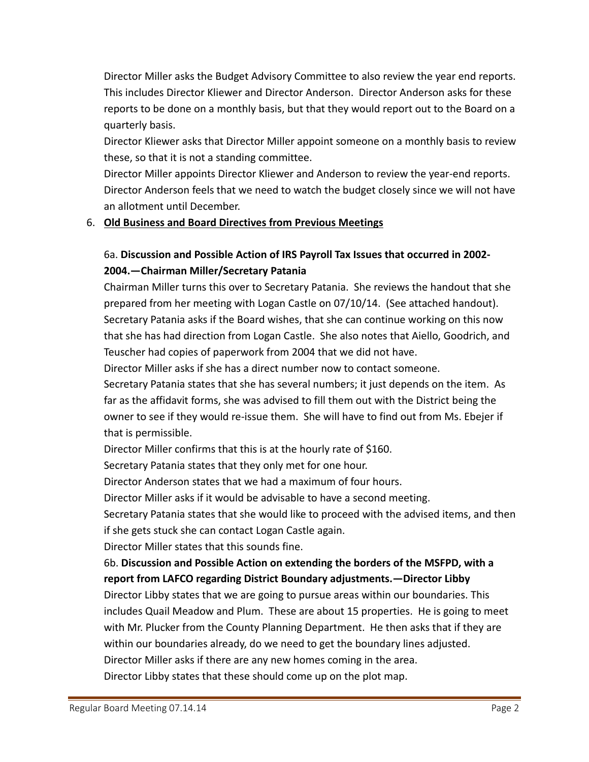Director Miller asks the Budget Advisory Committee to also review the year end reports. This includes Director Kliewer and Director Anderson. Director Anderson asks for these reports to be done on a monthly basis, but that they would report out to the Board on a quarterly basis.

Director Kliewer asks that Director Miller appoint someone on a monthly basis to review these, so that it is not a standing committee.

Director Miller appoints Director Kliewer and Anderson to review the year-end reports.

Director Anderson feels that we need to watch the budget closely since we will not have an allotment until December.

6. **Old Business and Board Directives from Previous Meetings**

6a. **Discussion and Possible Action of IRS Payroll Tax Issues that occurred in 2002-2004.—Chairman Miller/Secretary Patania**

Chairman Miller turns this over to Secretary Patania. She reviews the handout that she prepared from her meeting with Logan Castle on 07/10/14. (See attached handout).

Secretary Patania asks if the Board wishes, that she can continue working on this now that she has had direction from Logan Castle. She also notes that Aiello, Goodrich, and Teuscher had copies of paperwork from 2004 that we did not have.

Director Miller asks if she has a direct number now to contact someone.

Secretary Patania states that she has several numbers; it just depends on the item. As far as the affidavit forms, she was advised to fill them out with the District being the owner to see if they would re-issue them. She will have to find out from Ms. Ebejer if that is permissible.

Director Miller confirms that this is at the hourly rate of $160.

Secretary Patania states that they only met for one hour.

Director Anderson states that we had a maximum of four hours.

Director Miller asks if it would be advisable to have a second meeting.

Secretary Patania states that she would like to proceed with the advised items, and then if she gets stuck she can contact Logan Castle again.

Director Miller states that this sounds fine.

6b. **Discussion and Possible Action on extending the borders of the MSFPD, with a report from LAFCO regarding District Boundary adjustments.—Director Libby**

Director Libby states that we are going to pursue areas within our boundaries. This includes Quail Meadow and Plum. These are about 15 properties. He is going to meet with Mr. Plucker from the County Planning Department. He then asks that if they are within our boundaries already, do we need to get the boundary lines adjusted.

Director Miller asks if there are any new homes coming in the area.

Director Libby states that these should come up on the plot map.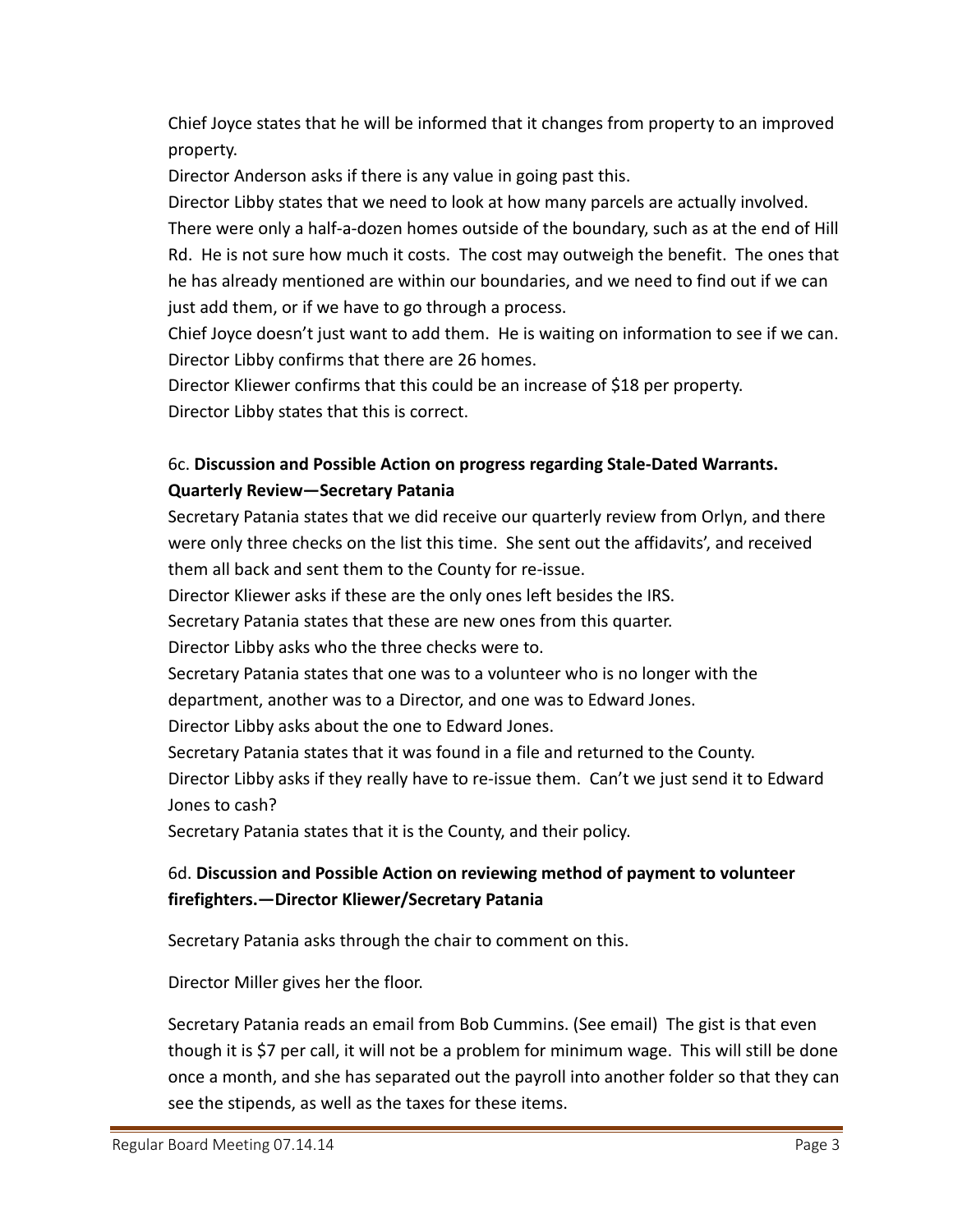Chief Joyce states that he will be informed that it changes from property to an improved property.

Director Anderson asks if there is any value in going past this.

Director Libby states that we need to look at how many parcels are actually involved. There were only a half-a-dozen homes outside of the boundary, such as at the end of Hill Rd. He is not sure how much it costs. The cost may outweigh the benefit. The ones that he has already mentioned are within our boundaries, and we need to find out if we can just add them, or if we have to go through a process.

Chief Joyce doesn't just want to add them. He is waiting on information to see if we can.

Director Libby confirms that there are 26 homes.

Director Kliewer confirms that this could be an increase of $18 per property.

Director Libby states that this is correct.

6c. **Discussion and Possible Action on progress regarding Stale-Dated Warrants. Quarterly Review—Secretary Patania**

Secretary Patania states that we did receive our quarterly review from Orlyn, and there were only three checks on the list this time. She sent out the affidavits', and received them all back and sent them to the County for re-issue.

Director Kliewer asks if these are the only ones left besides the IRS.

Secretary Patania states that these are new ones from this quarter.

Director Libby asks who the three checks were to.

Secretary Patania states that one was to a volunteer who is no longer with the department, another was to a Director, and one was to Edward Jones.

Director Libby asks about the one to Edward Jones.

Secretary Patania states that it was found in a file and returned to the County.

Director Libby asks if they really have to re-issue them. Can't we just send it to Edward Jones to cash?

Secretary Patania states that it is the County, and their policy.

6d. **Discussion and Possible Action on reviewing method of payment to volunteer firefighters.—Director Kliewer/Secretary Patania**

Secretary Patania asks through the chair to comment on this.

Director Miller gives her the floor.

Secretary Patania reads an email from Bob Cummins. (See email) The gist is that even though it is $7 per call, it will not be a problem for minimum wage. This will still be done once a month, and she has separated out the payroll into another folder so that they can see the stipends, as well as the taxes for these items.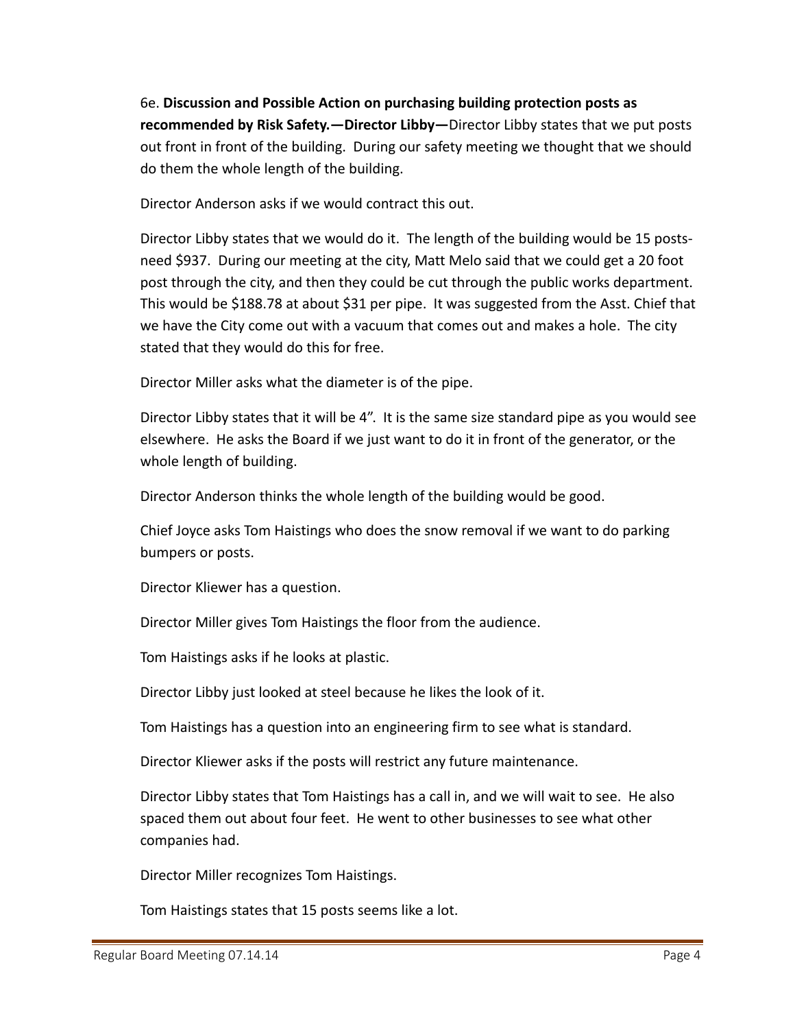6e. **Discussion and Possible Action on purchasing building protection posts as recommended by Risk Safety.—Director Libby—**Director Libby states that we put posts out front in front of the building. During our safety meeting we thought that we should do them the whole length of the building.

Director Anderson asks if we would contract this out.

Director Libby states that we would do it. The length of the building would be 15 posts-need $937. During our meeting at the city, Matt Melo said that we could get a 20 foot post through the city, and then they could be cut through the public works department. This would be $188.78 at about $31 per pipe. It was suggested from the Asst. Chief that we have the City come out with a vacuum that comes out and makes a hole. The city stated that they would do this for free.

Director Miller asks what the diameter is of the pipe.

Director Libby states that it will be 4". It is the same size standard pipe as you would see elsewhere. He asks the Board if we just want to do it in front of the generator, or the whole length of building.

Director Anderson thinks the whole length of the building would be good.

Chief Joyce asks Tom Haistings who does the snow removal if we want to do parking bumpers or posts.

Director Kliewer has a question.

Director Miller gives Tom Haistings the floor from the audience.

Tom Haistings asks if he looks at plastic.

Director Libby just looked at steel because he likes the look of it.

Tom Haistings has a question into an engineering firm to see what is standard.

Director Kliewer asks if the posts will restrict any future maintenance.

Director Libby states that Tom Haistings has a call in, and we will wait to see. He also spaced them out about four feet. He went to other businesses to see what other companies had.

Director Miller recognizes Tom Haistings.

Tom Haistings states that 15 posts seems like a lot.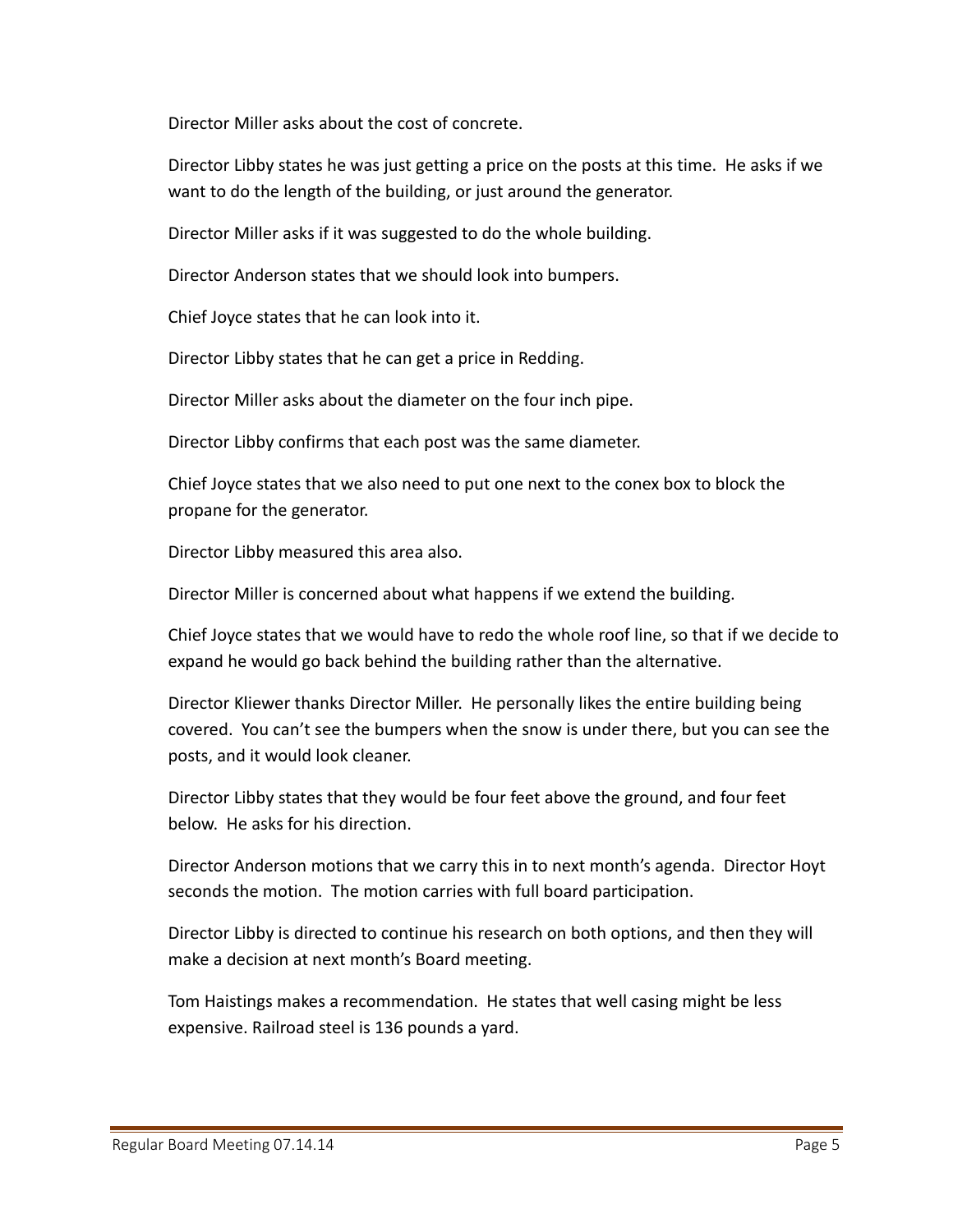Director Miller asks about the cost of concrete.

Director Libby states he was just getting a price on the posts at this time. He asks if we want to do the length of the building, or just around the generator.

Director Miller asks if it was suggested to do the whole building.

Director Anderson states that we should look into bumpers.

Chief Joyce states that he can look into it.

Director Libby states that he can get a price in Redding.

Director Miller asks about the diameter on the four inch pipe.

Director Libby confirms that each post was the same diameter.

Chief Joyce states that we also need to put one next to the conex box to block the propane for the generator.

Director Libby measured this area also.

Director Miller is concerned about what happens if we extend the building.

Chief Joyce states that we would have to redo the whole roof line, so that if we decide to expand he would go back behind the building rather than the alternative.

Director Kliewer thanks Director Miller. He personally likes the entire building being covered. You can't see the bumpers when the snow is under there, but you can see the posts, and it would look cleaner.

Director Libby states that they would be four feet above the ground, and four feet below. He asks for his direction.

Director Anderson motions that we carry this in to next month's agenda. Director Hoyt seconds the motion. The motion carries with full board participation.

Director Libby is directed to continue his research on both options, and then they will make a decision at next month's Board meeting.

Tom Haistings makes a recommendation. He states that well casing might be less expensive. Railroad steel is 136 pounds a yard.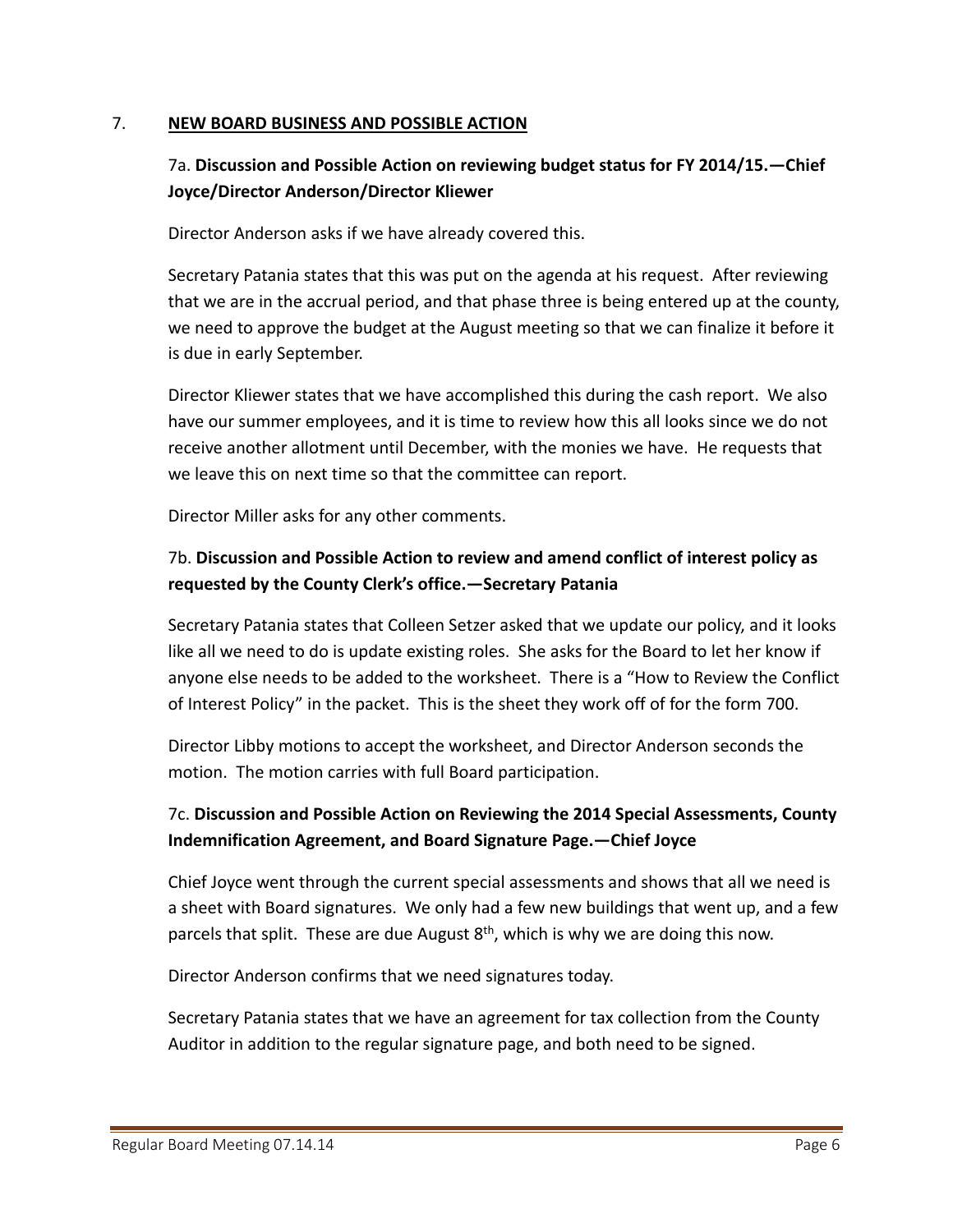7. **NEW BOARD BUSINESS AND POSSIBLE ACTION**

7a. **Discussion and Possible Action on reviewing budget status for FY 2014/15.—Chief Joyce/Director Anderson/Director Kliewer**

Director Anderson asks if we have already covered this.

Secretary Patania states that this was put on the agenda at his request. After reviewing that we are in the accrual period, and that phase three is being entered up at the county, we need to approve the budget at the August meeting so that we can finalize it before it is due in early September.

Director Kliewer states that we have accomplished this during the cash report. We also have our summer employees, and it is time to review how this all looks since we do not receive another allotment until December, with the monies we have. He requests that we leave this on next time so that the committee can report.

Director Miller asks for any other comments.

7b. **Discussion and Possible Action to review and amend conflict of interest policy as requested by the County Clerk's office.—Secretary Patania**

Secretary Patania states that Colleen Setzer asked that we update our policy, and it looks like all we need to do is update existing roles. She asks for the Board to let her know if anyone else needs to be added to the worksheet. There is a "How to Review the Conflict of Interest Policy" in the packet. This is the sheet they work off of for the form 700.

Director Libby motions to accept the worksheet, and Director Anderson seconds the motion. The motion carries with full Board participation.

7c. **Discussion and Possible Action on Reviewing the 2014 Special Assessments, County Indemnification Agreement, and Board Signature Page.—Chief Joyce**

Chief Joyce went through the current special assessments and shows that all we need is a sheet with Board signatures. We only had a few new buildings that went up, and a few parcels that split. These are due August 8th, which is why we are doing this now.

Director Anderson confirms that we need signatures today.

Secretary Patania states that we have an agreement for tax collection from the County Auditor in addition to the regular signature page, and both need to be signed.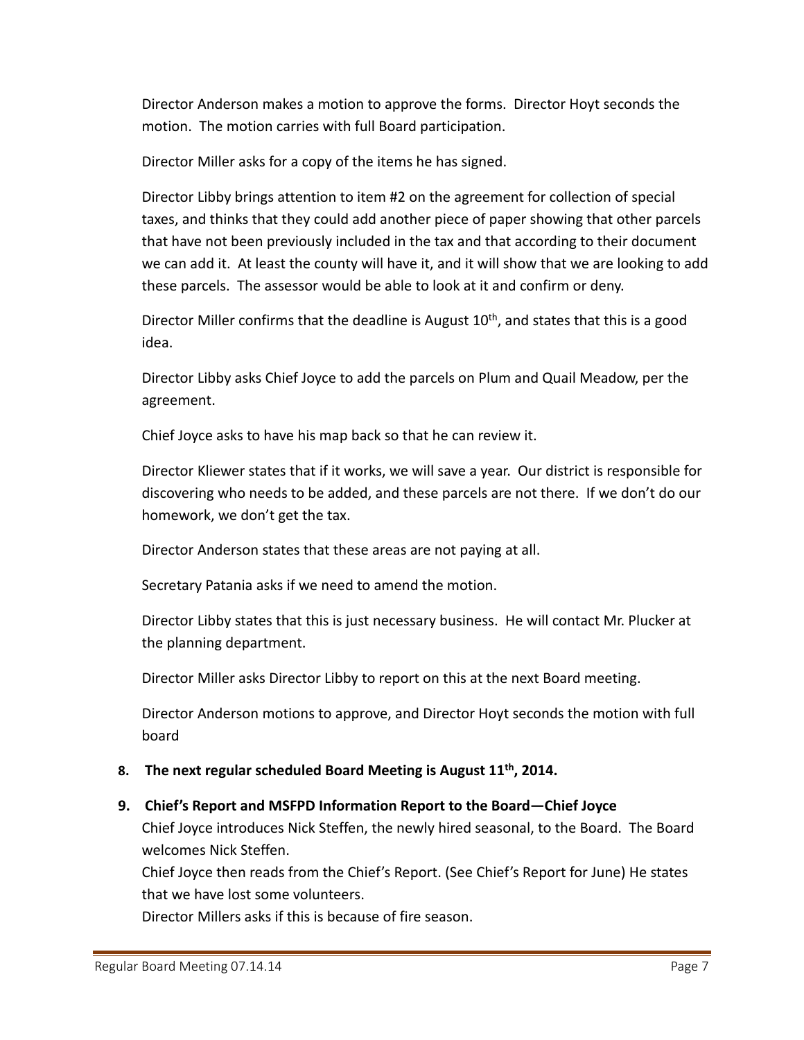Director Anderson makes a motion to approve the forms. Director Hoyt seconds the motion. The motion carries with full Board participation.

Director Miller asks for a copy of the items he has signed.

Director Libby brings attention to item #2 on the agreement for collection of special taxes, and thinks that they could add another piece of paper showing that other parcels that have not been previously included in the tax and that according to their document we can add it. At least the county will have it, and it will show that we are looking to add these parcels. The assessor would be able to look at it and confirm or deny.

Director Miller confirms that the deadline is August 10th, and states that this is a good idea.

Director Libby asks Chief Joyce to add the parcels on Plum and Quail Meadow, per the agreement.

Chief Joyce asks to have his map back so that he can review it.

Director Kliewer states that if it works, we will save a year. Our district is responsible for discovering who needs to be added, and these parcels are not there. If we don't do our homework, we don't get the tax.

Director Anderson states that these areas are not paying at all.

Secretary Patania asks if we need to amend the motion.

Director Libby states that this is just necessary business. He will contact Mr. Plucker at the planning department.

Director Miller asks Director Libby to report on this at the next Board meeting.

Director Anderson motions to approve, and Director Hoyt seconds the motion with full board

8. **The next regular scheduled Board Meeting is August 11th, 2014.**

9. **Chief's Report and MSFPD Information Report to the Board—Chief Joyce**

   Chief Joyce introduces Nick Steffen, the newly hired seasonal, to the Board. The Board welcomes Nick Steffen.

   Chief Joyce then reads from the Chief's Report. (See Chief's Report for June) He states that we have lost some volunteers.

   Director Millers asks if this is because of fire season.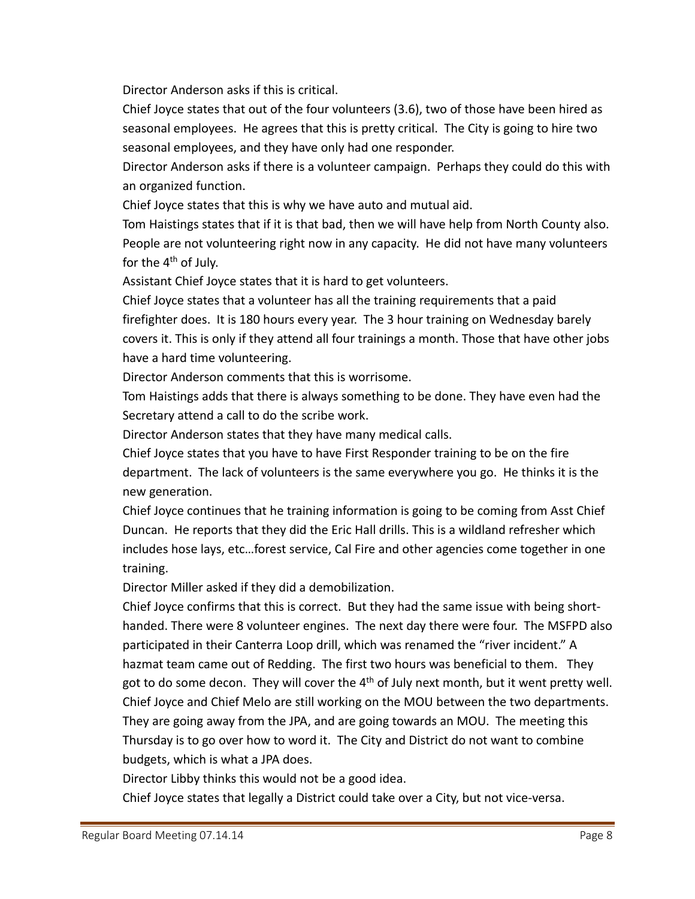Director Anderson asks if this is critical.

Chief Joyce states that out of the four volunteers (3.6), two of those have been hired as seasonal employees. He agrees that this is pretty critical. The City is going to hire two seasonal employees, and they have only had one responder.

Director Anderson asks if there is a volunteer campaign. Perhaps they could do this with an organized function.

Chief Joyce states that this is why we have auto and mutual aid.

Tom Haistings states that if it is that bad, then we will have help from North County also. People are not volunteering right now in any capacity. He did not have many volunteers for the 4th of July.

Assistant Chief Joyce states that it is hard to get volunteers.

Chief Joyce states that a volunteer has all the training requirements that a paid firefighter does. It is 180 hours every year. The 3 hour training on Wednesday barely covers it. This is only if they attend all four trainings a month. Those that have other jobs have a hard time volunteering.

Director Anderson comments that this is worrisome.

Tom Haistings adds that there is always something to be done. They have even had the Secretary attend a call to do the scribe work.

Director Anderson states that they have many medical calls.

Chief Joyce states that you have to have First Responder training to be on the fire department. The lack of volunteers is the same everywhere you go. He thinks it is the new generation.

Chief Joyce continues that he training information is going to be coming from Asst Chief Duncan. He reports that they did the Eric Hall drills. This is a wildland refresher which includes hose lays, etc…forest service, Cal Fire and other agencies come together in one training.

Director Miller asked if they did a demobilization.

Chief Joyce confirms that this is correct. But they had the same issue with being short-handed. There were 8 volunteer engines. The next day there were four. The MSFPD also participated in their Canterra Loop drill, which was renamed the "river incident." A hazmat team came out of Redding. The first two hours was beneficial to them. They got to do some decon. They will cover the 4th of July next month, but it went pretty well. Chief Joyce and Chief Melo are still working on the MOU between the two departments. They are going away from the JPA, and are going towards an MOU. The meeting this Thursday is to go over how to word it. The City and District do not want to combine budgets, which is what a JPA does.

Director Libby thinks this would not be a good idea.

Chief Joyce states that legally a District could take over a City, but not vice-versa.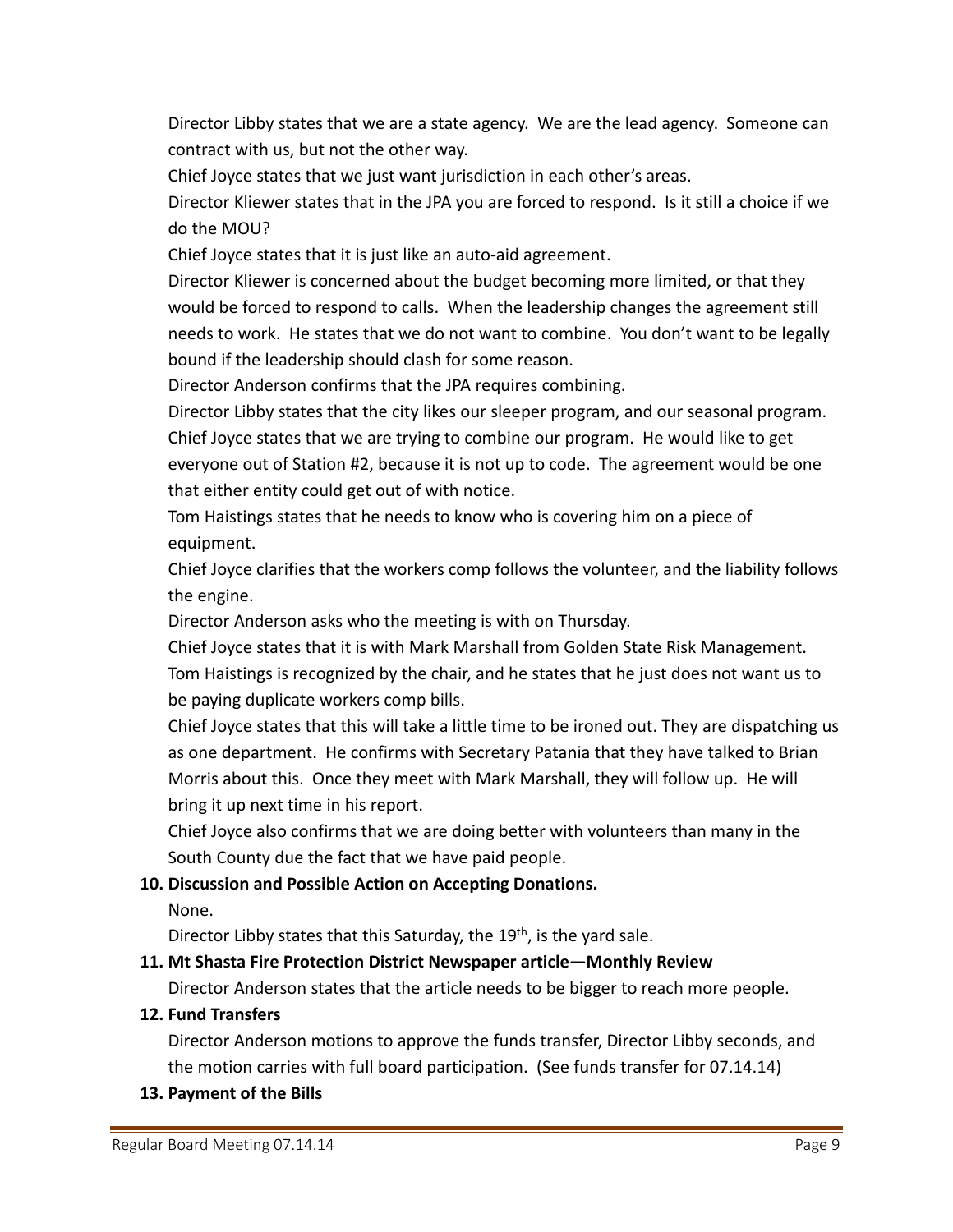Director Libby states that we are a state agency. We are the lead agency. Someone can contract with us, but not the other way.

Chief Joyce states that we just want jurisdiction in each other's areas.

Director Kliewer states that in the JPA you are forced to respond. Is it still a choice if we do the MOU?

Chief Joyce states that it is just like an auto-aid agreement.

Director Kliewer is concerned about the budget becoming more limited, or that they would be forced to respond to calls. When the leadership changes the agreement still needs to work. He states that we do not want to combine. You don't want to be legally bound if the leadership should clash for some reason.

Director Anderson confirms that the JPA requires combining.

Director Libby states that the city likes our sleeper program, and our seasonal program.

Chief Joyce states that we are trying to combine our program. He would like to get everyone out of Station #2, because it is not up to code. The agreement would be one that either entity could get out of with notice.

Tom Haistings states that he needs to know who is covering him on a piece of equipment.

Chief Joyce clarifies that the workers comp follows the volunteer, and the liability follows the engine.

Director Anderson asks who the meeting is with on Thursday.

Chief Joyce states that it is with Mark Marshall from Golden State Risk Management.

Tom Haistings is recognized by the chair, and he states that he just does not want us to be paying duplicate workers comp bills.

Chief Joyce states that this will take a little time to be ironed out. They are dispatching us as one department. He confirms with Secretary Patania that they have talked to Brian Morris about this. Once they meet with Mark Marshall, they will follow up. He will bring it up next time in his report.

Chief Joyce also confirms that we are doing better with volunteers than many in the South County due the fact that we have paid people.

**10. Discussion and Possible Action on Accepting Donations.**

None.

Director Libby states that this Saturday, the 19th, is the yard sale.

**11. Mt Shasta Fire Protection District Newspaper article—Monthly Review**

Director Anderson states that the article needs to be bigger to reach more people.

**12. Fund Transfers**

Director Anderson motions to approve the funds transfer, Director Libby seconds, and the motion carries with full board participation. (See funds transfer for 07.14.14)

**13. Payment of the Bills**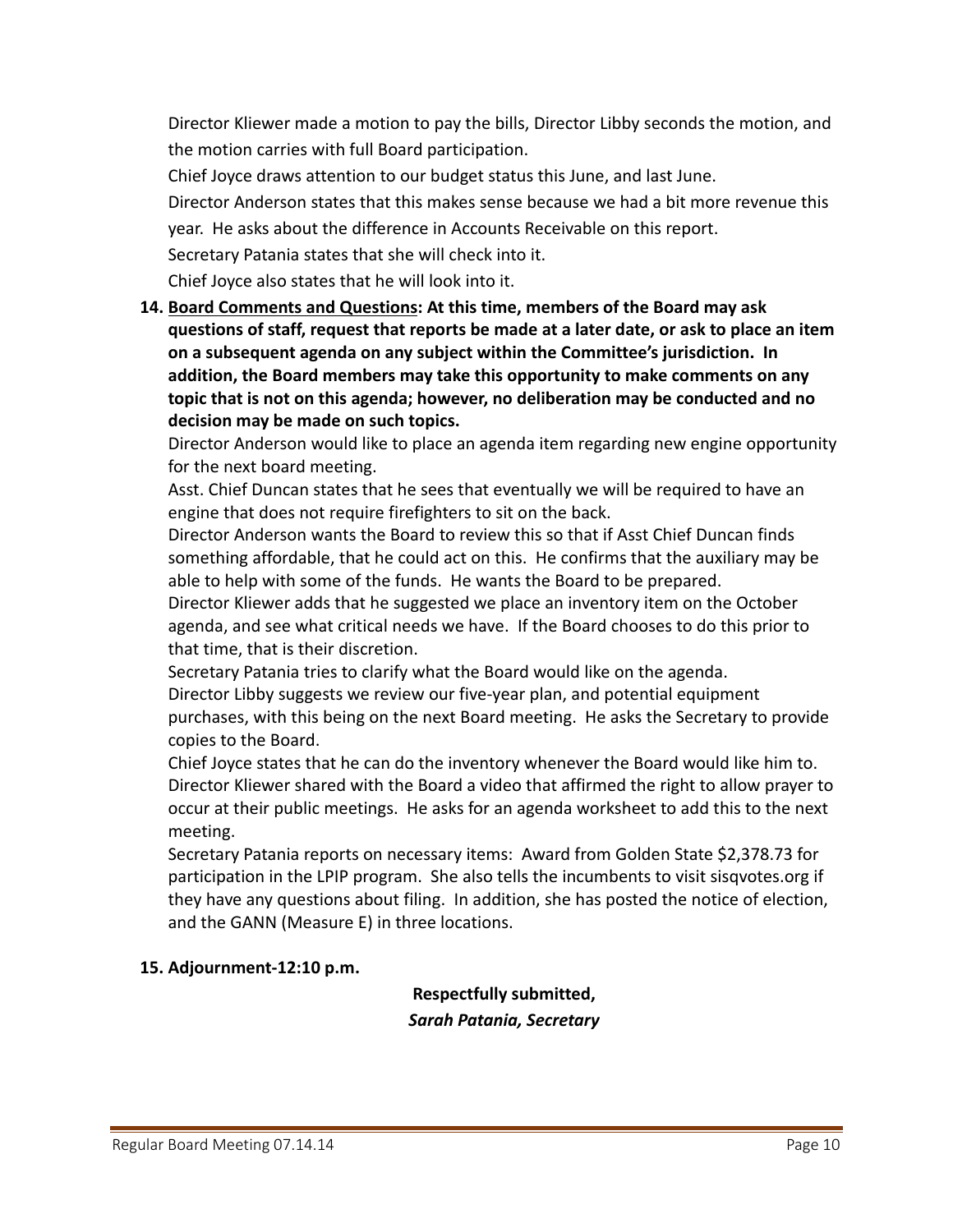Director Kliewer made a motion to pay the bills, Director Libby seconds the motion, and the motion carries with full Board participation.

Chief Joyce draws attention to our budget status this June, and last June.

Director Anderson states that this makes sense because we had a bit more revenue this year. He asks about the difference in Accounts Receivable on this report.

Secretary Patania states that she will check into it.

Chief Joyce also states that he will look into it.

**14. <u>Board Comments and Questions</u>: At this time, members of the Board may ask questions of staff, request that reports be made at a later date, or ask to place an item on a subsequent agenda on any subject within the Committee's jurisdiction. In addition, the Board members may take this opportunity to make comments on any topic that is not on this agenda; however, no deliberation may be conducted and no decision may be made on such topics.**

Director Anderson would like to place an agenda item regarding new engine opportunity for the next board meeting.

Asst. Chief Duncan states that he sees that eventually we will be required to have an engine that does not require firefighters to sit on the back.

Director Anderson wants the Board to review this so that if Asst Chief Duncan finds something affordable, that he could act on this. He confirms that the auxiliary may be able to help with some of the funds. He wants the Board to be prepared.

Director Kliewer adds that he suggested we place an inventory item on the October agenda, and see what critical needs we have. If the Board chooses to do this prior to that time, that is their discretion.

Secretary Patania tries to clarify what the Board would like on the agenda.

Director Libby suggests we review our five-year plan, and potential equipment purchases, with this being on the next Board meeting. He asks the Secretary to provide copies to the Board.

Chief Joyce states that he can do the inventory whenever the Board would like him to.

Director Kliewer shared with the Board a video that affirmed the right to allow prayer to occur at their public meetings. He asks for an agenda worksheet to add this to the next meeting.

Secretary Patania reports on necessary items: Award from Golden State $2,378.73 for participation in the LPIP program. She also tells the incumbents to visit sisqvotes.org if they have any questions about filing. In addition, she has posted the notice of election, and the GANN (Measure E) in three locations.

**15. Adjournment-12:10 p.m.**

**Respectfully submitted,**
***Sarah Patania, Secretary***